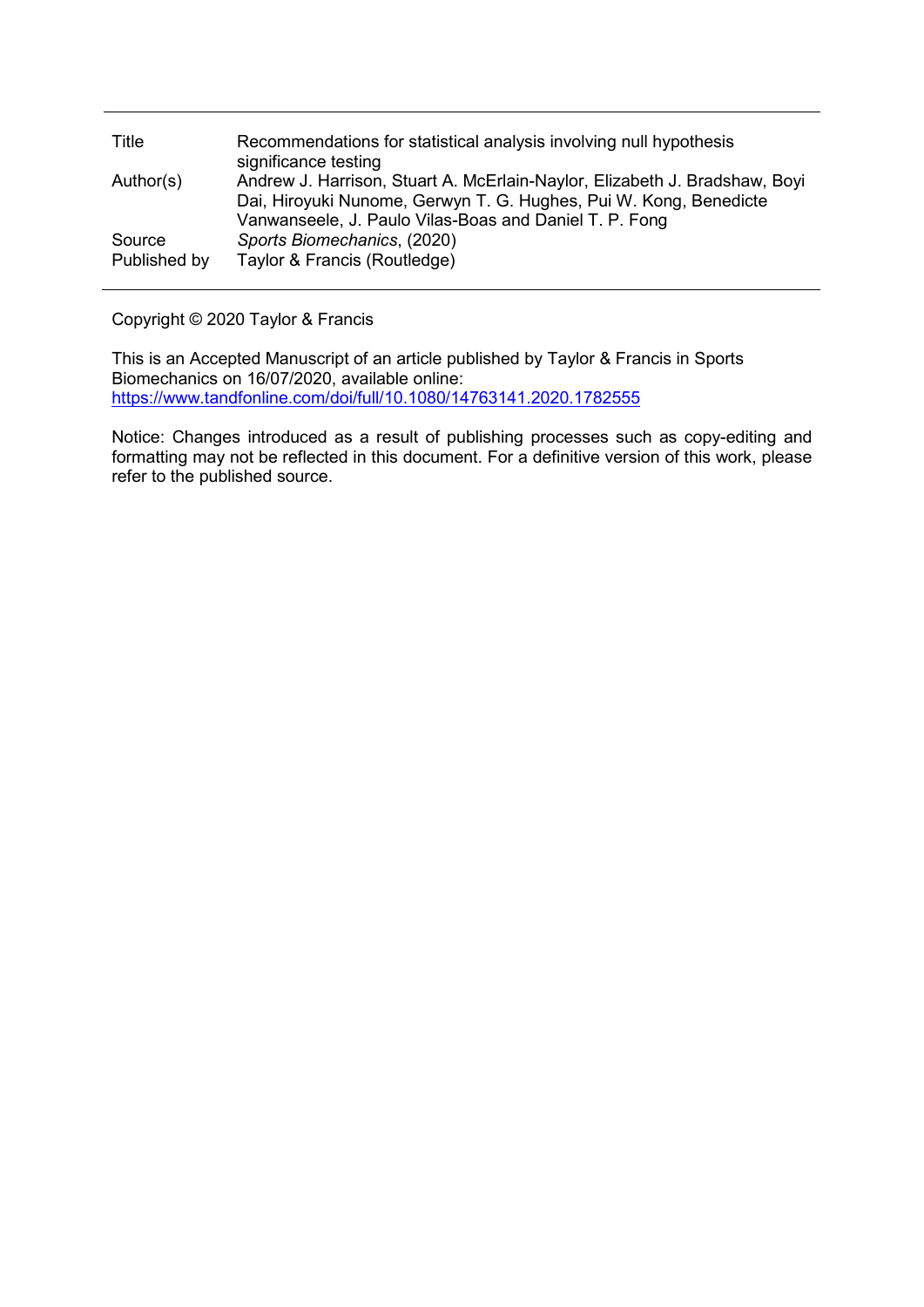| | |
|---|---|
| Title | Recommendations for statistical analysis involving null hypothesis significance testing |
| Author(s) | Andrew J. Harrison, Stuart A. McErlain-Naylor, Elizabeth J. Bradshaw, Boyi Dai, Hiroyuki Nunome, Gerwyn T. G. Hughes, Pui W. Kong, Benedicte Vanwanseele, J. Paulo Vilas-Boas and Daniel T. P. Fong |
| Source | *Sports Biomechanics*, (2020) |
| Published by | Taylor & Francis (Routledge) |

Copyright © 2020 Taylor & Francis

This is an Accepted Manuscript of an article published by Taylor & Francis in Sports Biomechanics on 16/07/2020, available online: https://www.tandfonline.com/doi/full/10.1080/14763141.2020.1782555

Notice: Changes introduced as a result of publishing processes such as copy-editing and formatting may not be reflected in this document. For a definitive version of this work, please refer to the published source.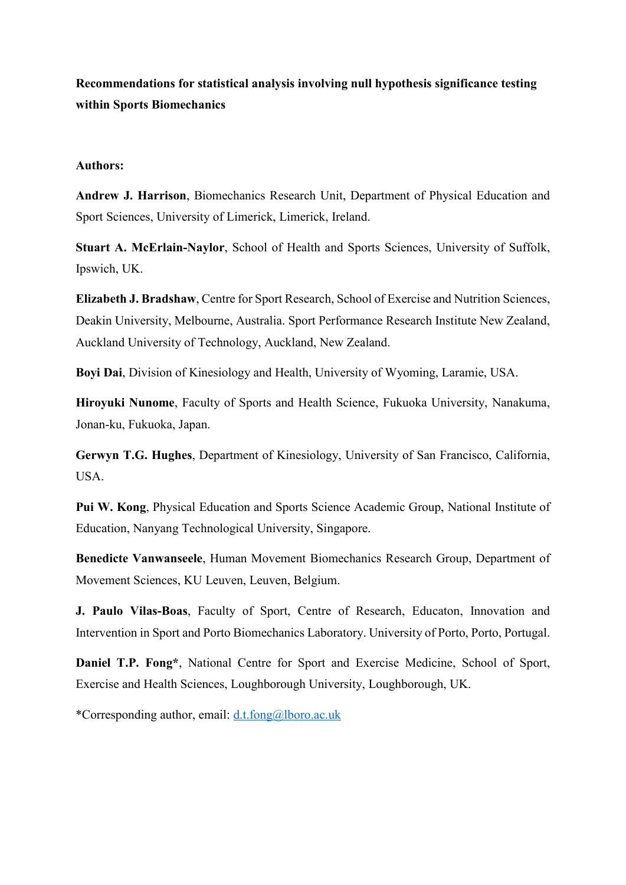**Recommendations for statistical analysis involving null hypothesis significance testing within Sports Biomechanics**

**Authors:**

**Andrew J. Harrison**, Biomechanics Research Unit, Department of Physical Education and Sport Sciences, University of Limerick, Limerick, Ireland.

**Stuart A. McErlain-Naylor**, School of Health and Sports Sciences, University of Suffolk, Ipswich, UK.

**Elizabeth J. Bradshaw**, Centre for Sport Research, School of Exercise and Nutrition Sciences, Deakin University, Melbourne, Australia. Sport Performance Research Institute New Zealand, Auckland University of Technology, Auckland, New Zealand.

**Boyi Dai**, Division of Kinesiology and Health, University of Wyoming, Laramie, USA.

**Hiroyuki Nunome**, Faculty of Sports and Health Science, Fukuoka University, Nanakuma, Jonan-ku, Fukuoka, Japan.

**Gerwyn T.G. Hughes**, Department of Kinesiology, University of San Francisco, California, USA.

**Pui W. Kong**, Physical Education and Sports Science Academic Group, National Institute of Education, Nanyang Technological University, Singapore.

**Benedicte Vanwanseele**, Human Movement Biomechanics Research Group, Department of Movement Sciences, KU Leuven, Leuven, Belgium.

**J. Paulo Vilas-Boas**, Faculty of Sport, Centre of Research, Educaton, Innovation and Intervention in Sport and Porto Biomechanics Laboratory. University of Porto, Porto, Portugal.

**Daniel T.P. Fong***, National Centre for Sport and Exercise Medicine, School of Sport, Exercise and Health Sciences, Loughborough University, Loughborough, UK.

*Corresponding author, email: d.t.fong@lboro.ac.uk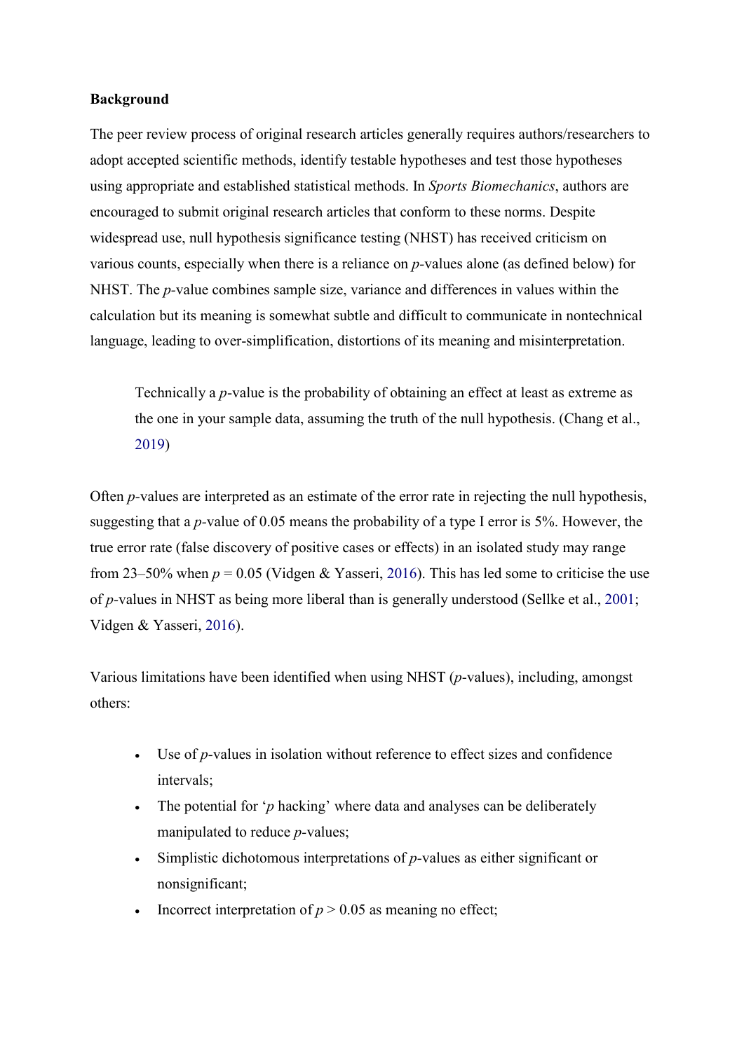**Background**

The peer review process of original research articles generally requires authors/researchers to adopt accepted scientific methods, identify testable hypotheses and test those hypotheses using appropriate and established statistical methods. In *Sports Biomechanics*, authors are encouraged to submit original research articles that conform to these norms. Despite widespread use, null hypothesis significance testing (NHST) has received criticism on various counts, especially when there is a reliance on *p*-values alone (as defined below) for NHST. The *p*-value combines sample size, variance and differences in values within the calculation but its meaning is somewhat subtle and difficult to communicate in nontechnical language, leading to over-simplification, distortions of its meaning and misinterpretation.

> Technically a *p*-value is the probability of obtaining an effect at least as extreme as the one in your sample data, assuming the truth of the null hypothesis. (Chang et al., 2019)

Often *p*-values are interpreted as an estimate of the error rate in rejecting the null hypothesis, suggesting that a *p*-value of 0.05 means the probability of a type I error is 5%. However, the true error rate (false discovery of positive cases or effects) in an isolated study may range from 23–50% when $p = 0.05$ (Vidgen & Yasseri, 2016). This has led some to criticise the use of *p*-values in NHST as being more liberal than is generally understood (Sellke et al., 2001; Vidgen & Yasseri, 2016).

Various limitations have been identified when using NHST (*p*-values), including, amongst others:

- Use of *p*-values in isolation without reference to effect sizes and confidence intervals;
- The potential for '*p* hacking' where data and analyses can be deliberately manipulated to reduce *p*-values;
- Simplistic dichotomous interpretations of *p*-values as either significant or nonsignificant;
- Incorrect interpretation of $p > 0.05$ as meaning no effect;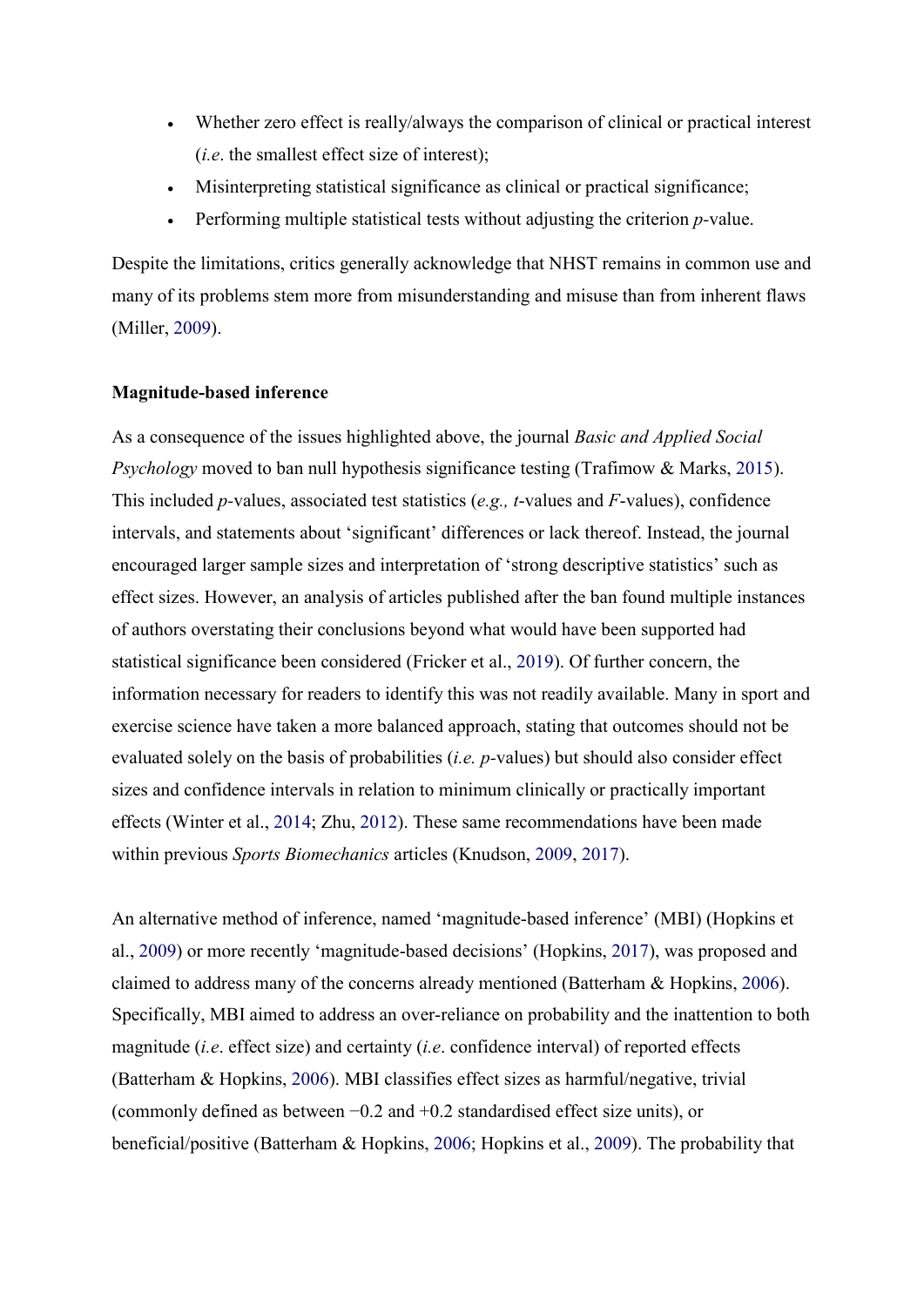- Whether zero effect is really/always the comparison of clinical or practical interest (*i.e*. the smallest effect size of interest);
- Misinterpreting statistical significance as clinical or practical significance;
- Performing multiple statistical tests without adjusting the criterion *p*-value.

Despite the limitations, critics generally acknowledge that NHST remains in common use and many of its problems stem more from misunderstanding and misuse than from inherent flaws (Miller, 2009).

**Magnitude-based inference**

As a consequence of the issues highlighted above, the journal *Basic and Applied Social Psychology* moved to ban null hypothesis significance testing (Trafimow & Marks, 2015). This included *p*-values, associated test statistics (*e.g., t*-values and *F*-values), confidence intervals, and statements about 'significant' differences or lack thereof. Instead, the journal encouraged larger sample sizes and interpretation of 'strong descriptive statistics' such as effect sizes. However, an analysis of articles published after the ban found multiple instances of authors overstating their conclusions beyond what would have been supported had statistical significance been considered (Fricker et al., 2019). Of further concern, the information necessary for readers to identify this was not readily available. Many in sport and exercise science have taken a more balanced approach, stating that outcomes should not be evaluated solely on the basis of probabilities (*i.e. p*-values) but should also consider effect sizes and confidence intervals in relation to minimum clinically or practically important effects (Winter et al., 2014; Zhu, 2012). These same recommendations have been made within previous *Sports Biomechanics* articles (Knudson, 2009, 2017).

An alternative method of inference, named 'magnitude-based inference' (MBI) (Hopkins et al., 2009) or more recently 'magnitude-based decisions' (Hopkins, 2017), was proposed and claimed to address many of the concerns already mentioned (Batterham & Hopkins, 2006). Specifically, MBI aimed to address an over-reliance on probability and the inattention to both magnitude (*i.e*. effect size) and certainty (*i.e*. confidence interval) of reported effects (Batterham & Hopkins, 2006). MBI classifies effect sizes as harmful/negative, trivial (commonly defined as between −0.2 and +0.2 standardised effect size units), or beneficial/positive (Batterham & Hopkins, 2006; Hopkins et al., 2009). The probability that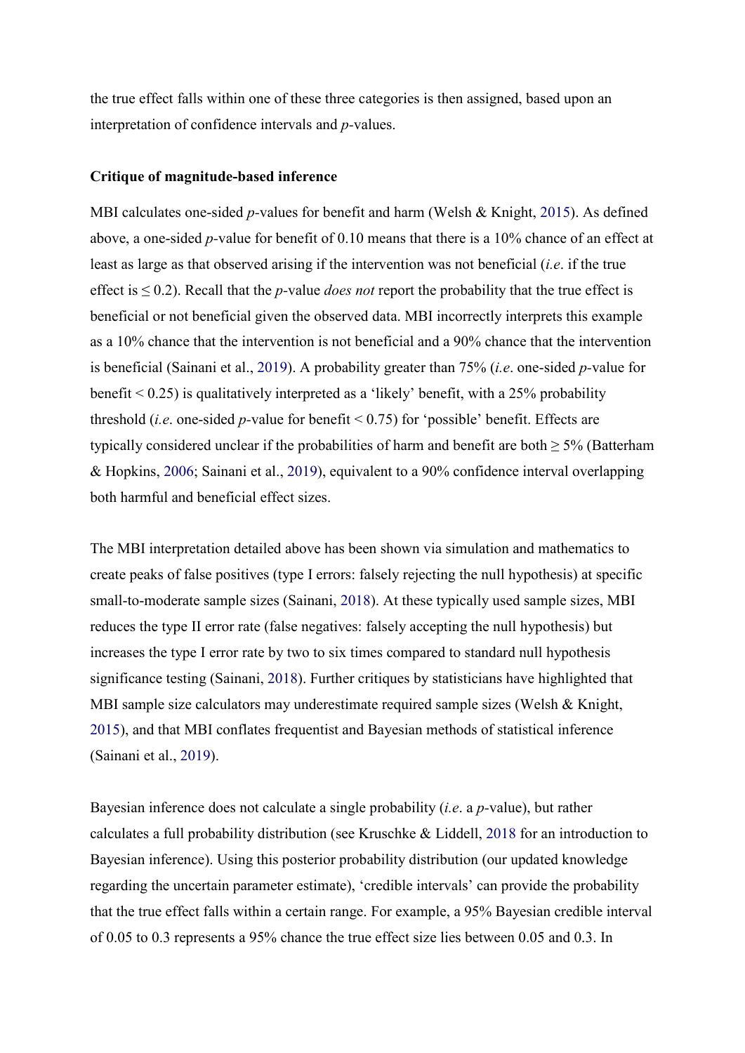the true effect falls within one of these three categories is then assigned, based upon an interpretation of confidence intervals and *p*-values.

**Critique of magnitude-based inference**

MBI calculates one-sided *p*-values for benefit and harm (Welsh & Knight, 2015). As defined above, a one-sided *p*-value for benefit of 0.10 means that there is a 10% chance of an effect at least as large as that observed arising if the intervention was not beneficial (*i.e*. if the true effect is $\leq 0.2$). Recall that the *p*-value *does not* report the probability that the true effect is beneficial or not beneficial given the observed data. MBI incorrectly interprets this example as a 10% chance that the intervention is not beneficial and a 90% chance that the intervention is beneficial (Sainani et al., 2019). A probability greater than 75% (*i.e*. one-sided *p*-value for benefit $< 0.25$) is qualitatively interpreted as a 'likely' benefit, with a 25% probability threshold (*i.e*. one-sided *p*-value for benefit $< 0.75$) for 'possible' benefit. Effects are typically considered unclear if the probabilities of harm and benefit are both $\geq 5\%$ (Batterham & Hopkins, 2006; Sainani et al., 2019), equivalent to a 90% confidence interval overlapping both harmful and beneficial effect sizes.

The MBI interpretation detailed above has been shown via simulation and mathematics to create peaks of false positives (type I errors: falsely rejecting the null hypothesis) at specific small-to-moderate sample sizes (Sainani, 2018). At these typically used sample sizes, MBI reduces the type II error rate (false negatives: falsely accepting the null hypothesis) but increases the type I error rate by two to six times compared to standard null hypothesis significance testing (Sainani, 2018). Further critiques by statisticians have highlighted that MBI sample size calculators may underestimate required sample sizes (Welsh & Knight, 2015), and that MBI conflates frequentist and Bayesian methods of statistical inference (Sainani et al., 2019).

Bayesian inference does not calculate a single probability (*i.e*. a *p*-value), but rather calculates a full probability distribution (see Kruschke & Liddell, 2018 for an introduction to Bayesian inference). Using this posterior probability distribution (our updated knowledge regarding the uncertain parameter estimate), 'credible intervals' can provide the probability that the true effect falls within a certain range. For example, a 95% Bayesian credible interval of 0.05 to 0.3 represents a 95% chance the true effect size lies between 0.05 and 0.3. In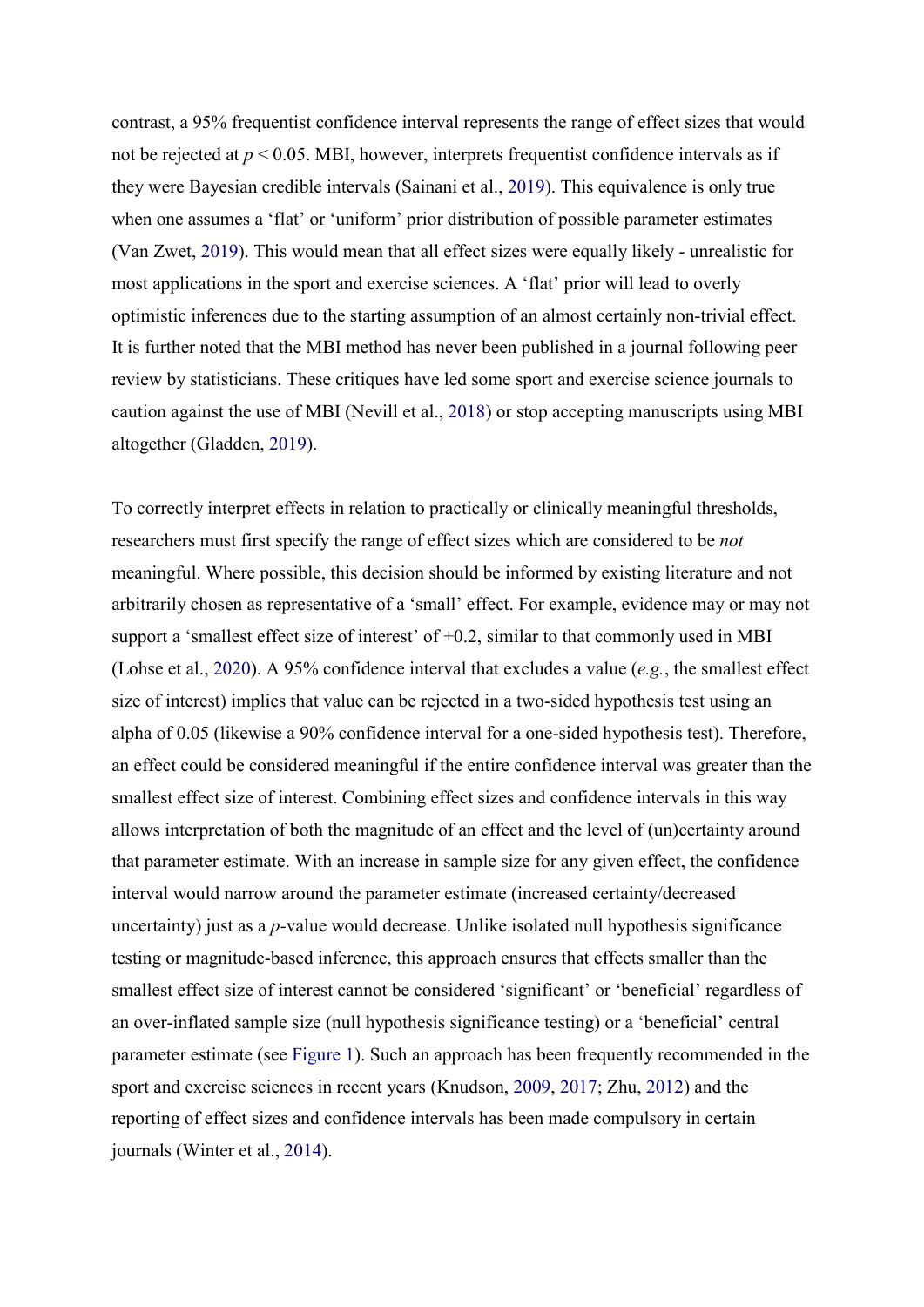contrast, a 95% frequentist confidence interval represents the range of effect sizes that would not be rejected at $p < 0.05$. MBI, however, interprets frequentist confidence intervals as if they were Bayesian credible intervals (Sainani et al., 2019). This equivalence is only true when one assumes a 'flat' or 'uniform' prior distribution of possible parameter estimates (Van Zwet, 2019). This would mean that all effect sizes were equally likely - unrealistic for most applications in the sport and exercise sciences. A 'flat' prior will lead to overly optimistic inferences due to the starting assumption of an almost certainly non-trivial effect. It is further noted that the MBI method has never been published in a journal following peer review by statisticians. These critiques have led some sport and exercise science journals to caution against the use of MBI (Nevill et al., 2018) or stop accepting manuscripts using MBI altogether (Gladden, 2019).

To correctly interpret effects in relation to practically or clinically meaningful thresholds, researchers must first specify the range of effect sizes which are considered to be *not* meaningful. Where possible, this decision should be informed by existing literature and not arbitrarily chosen as representative of a 'small' effect. For example, evidence may or may not support a 'smallest effect size of interest' of +0.2, similar to that commonly used in MBI (Lohse et al., 2020). A 95% confidence interval that excludes a value (*e.g.*, the smallest effect size of interest) implies that value can be rejected in a two-sided hypothesis test using an alpha of 0.05 (likewise a 90% confidence interval for a one-sided hypothesis test). Therefore, an effect could be considered meaningful if the entire confidence interval was greater than the smallest effect size of interest. Combining effect sizes and confidence intervals in this way allows interpretation of both the magnitude of an effect and the level of (un)certainty around that parameter estimate. With an increase in sample size for any given effect, the confidence interval would narrow around the parameter estimate (increased certainty/decreased uncertainty) just as a *p*-value would decrease. Unlike isolated null hypothesis significance testing or magnitude-based inference, this approach ensures that effects smaller than the smallest effect size of interest cannot be considered 'significant' or 'beneficial' regardless of an over-inflated sample size (null hypothesis significance testing) or a 'beneficial' central parameter estimate (see Figure 1). Such an approach has been frequently recommended in the sport and exercise sciences in recent years (Knudson, 2009, 2017; Zhu, 2012) and the reporting of effect sizes and confidence intervals has been made compulsory in certain journals (Winter et al., 2014).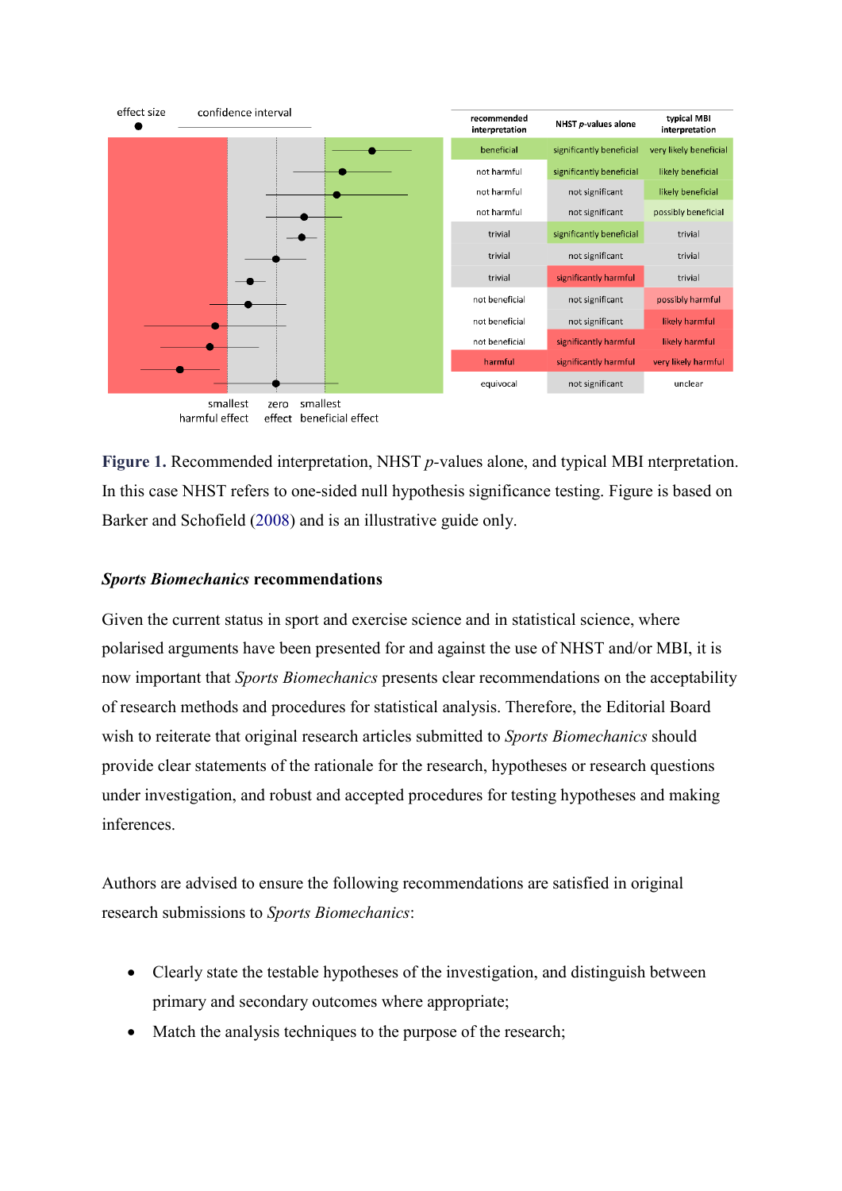| recommended interpretation | NHST *p*-values alone | typical MBI interpretation |
|---|---|---|
| beneficial | significantly beneficial | very likely beneficial |
| not harmful | significantly beneficial | likely beneficial |
| not harmful | not significant | likely beneficial |
| not harmful | not significant | possibly beneficial |
| trivial | significantly beneficial | trivial |
| trivial | not significant | trivial |
| trivial | significantly harmful | trivial |
| not beneficial | not significant | possibly harmful |
| not beneficial | not significant | likely harmful |
| not beneficial | significantly harmful | likely harmful |
| harmful | significantly harmful | very likely harmful |
| equivocal | not significant | unclear |

**Figure 1.** Recommended interpretation, NHST *p*-values alone, and typical MBI nterpretation. In this case NHST refers to one-sided null hypothesis significance testing. Figure is based on Barker and Schofield (2008) and is an illustrative guide only.

### *Sports Biomechanics* recommendations

Given the current status in sport and exercise science and in statistical science, where polarised arguments have been presented for and against the use of NHST and/or MBI, it is now important that *Sports Biomechanics* presents clear recommendations on the acceptability of research methods and procedures for statistical analysis. Therefore, the Editorial Board wish to reiterate that original research articles submitted to *Sports Biomechanics* should provide clear statements of the rationale for the research, hypotheses or research questions under investigation, and robust and accepted procedures for testing hypotheses and making inferences.

Authors are advised to ensure the following recommendations are satisfied in original research submissions to *Sports Biomechanics*:

- Clearly state the testable hypotheses of the investigation, and distinguish between primary and secondary outcomes where appropriate;
- Match the analysis techniques to the purpose of the research;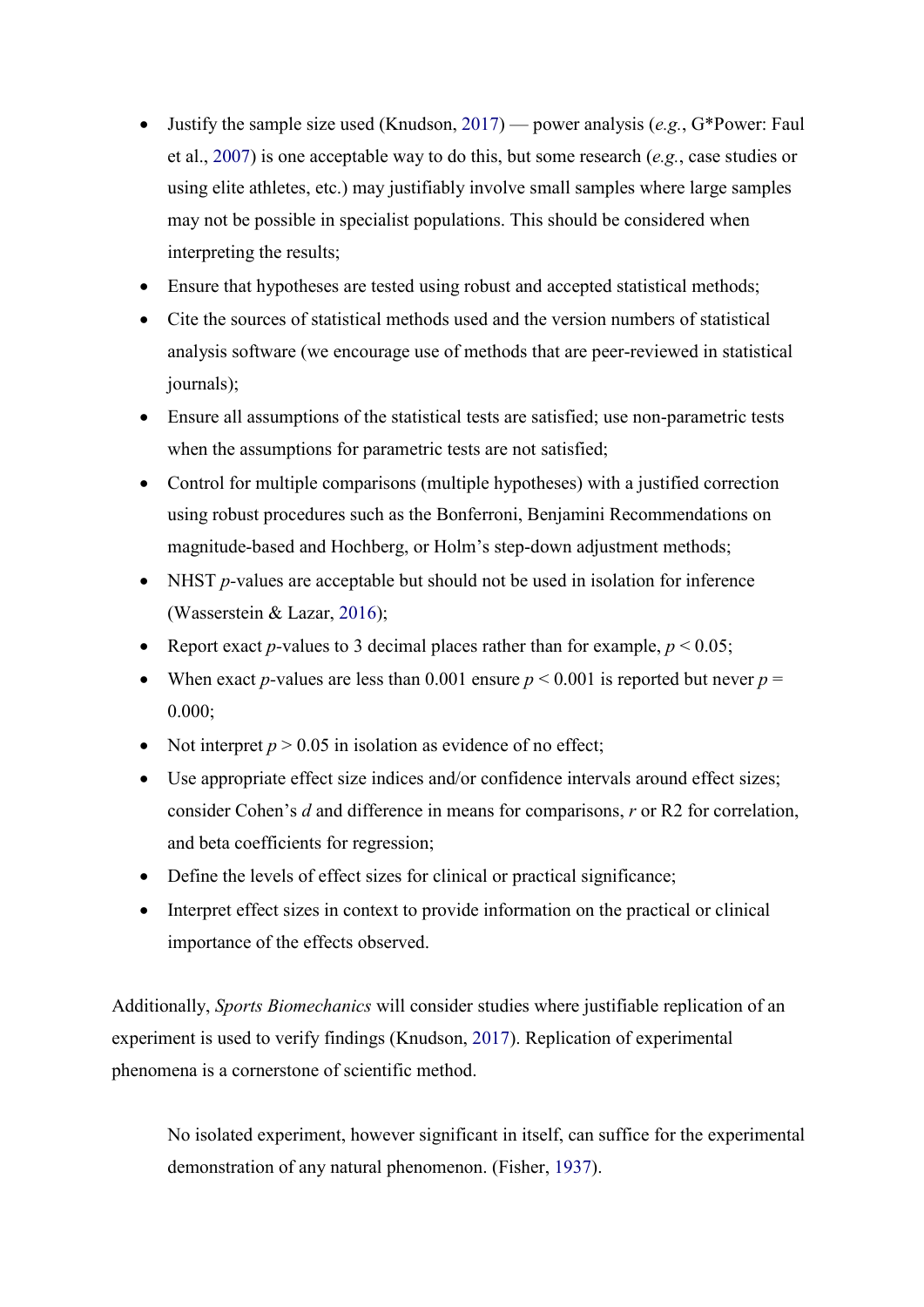- Justify the sample size used (Knudson, 2017) — power analysis (*e.g.*, G*Power: Faul et al., 2007) is one acceptable way to do this, but some research (*e.g.*, case studies or using elite athletes, etc.) may justifiably involve small samples where large samples may not be possible in specialist populations. This should be considered when interpreting the results;
- Ensure that hypotheses are tested using robust and accepted statistical methods;
- Cite the sources of statistical methods used and the version numbers of statistical analysis software (we encourage use of methods that are peer-reviewed in statistical journals);
- Ensure all assumptions of the statistical tests are satisfied; use non-parametric tests when the assumptions for parametric tests are not satisfied;
- Control for multiple comparisons (multiple hypotheses) with a justified correction using robust procedures such as the Bonferroni, Benjamini Recommendations on magnitude-based and Hochberg, or Holm's step-down adjustment methods;
- NHST *p*-values are acceptable but should not be used in isolation for inference (Wasserstein & Lazar, 2016);
- Report exact *p*-values to 3 decimal places rather than for example, $p < 0.05$;
- When exact *p*-values are less than 0.001 ensure $p < 0.001$ is reported but never $p = 0.000$;
- Not interpret $p > 0.05$ in isolation as evidence of no effect;
- Use appropriate effect size indices and/or confidence intervals around effect sizes; consider Cohen's *d* and difference in means for comparisons, *r* or R2 for correlation, and beta coefficients for regression;
- Define the levels of effect sizes for clinical or practical significance;
- Interpret effect sizes in context to provide information on the practical or clinical importance of the effects observed.

Additionally, *Sports Biomechanics* will consider studies where justifiable replication of an experiment is used to verify findings (Knudson, 2017). Replication of experimental phenomena is a cornerstone of scientific method.

> No isolated experiment, however significant in itself, can suffice for the experimental demonstration of any natural phenomenon. (Fisher, 1937).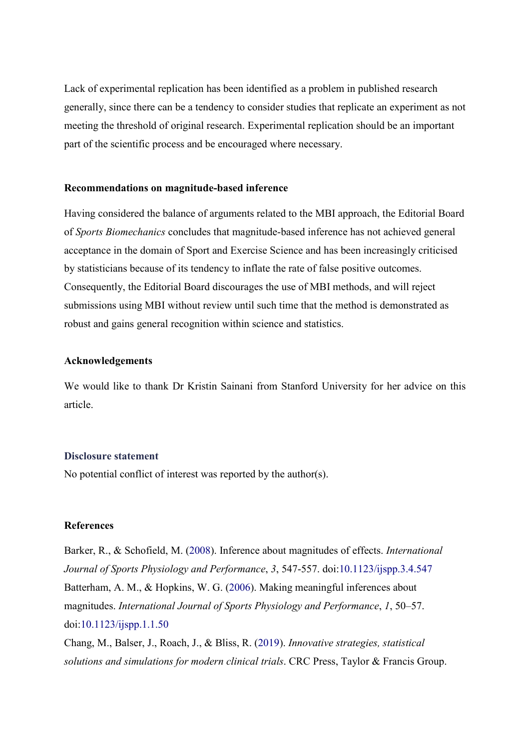Lack of experimental replication has been identified as a problem in published research generally, since there can be a tendency to consider studies that replicate an experiment as not meeting the threshold of original research. Experimental replication should be an important part of the scientific process and be encouraged where necessary.

### Recommendations on magnitude-based inference

Having considered the balance of arguments related to the MBI approach, the Editorial Board of *Sports Biomechanics* concludes that magnitude-based inference has not achieved general acceptance in the domain of Sport and Exercise Science and has been increasingly criticised by statisticians because of its tendency to inflate the rate of false positive outcomes. Consequently, the Editorial Board discourages the use of MBI methods, and will reject submissions using MBI without review until such time that the method is demonstrated as robust and gains general recognition within science and statistics.

### Acknowledgements

We would like to thank Dr Kristin Sainani from Stanford University for her advice on this article.

### Disclosure statement

No potential conflict of interest was reported by the author(s).

### References

Barker, R., & Schofield, M. (2008). Inference about magnitudes of effects. *International Journal of Sports Physiology and Performance*, *3*, 547-557. doi:10.1123/ijspp.3.4.547

Batterham, A. M., & Hopkins, W. G. (2006). Making meaningful inferences about magnitudes. *International Journal of Sports Physiology and Performance*, *1*, 50–57. doi:10.1123/ijspp.1.1.50

Chang, M., Balser, J., Roach, J., & Bliss, R. (2019). *Innovative strategies, statistical solutions and simulations for modern clinical trials*. CRC Press, Taylor & Francis Group.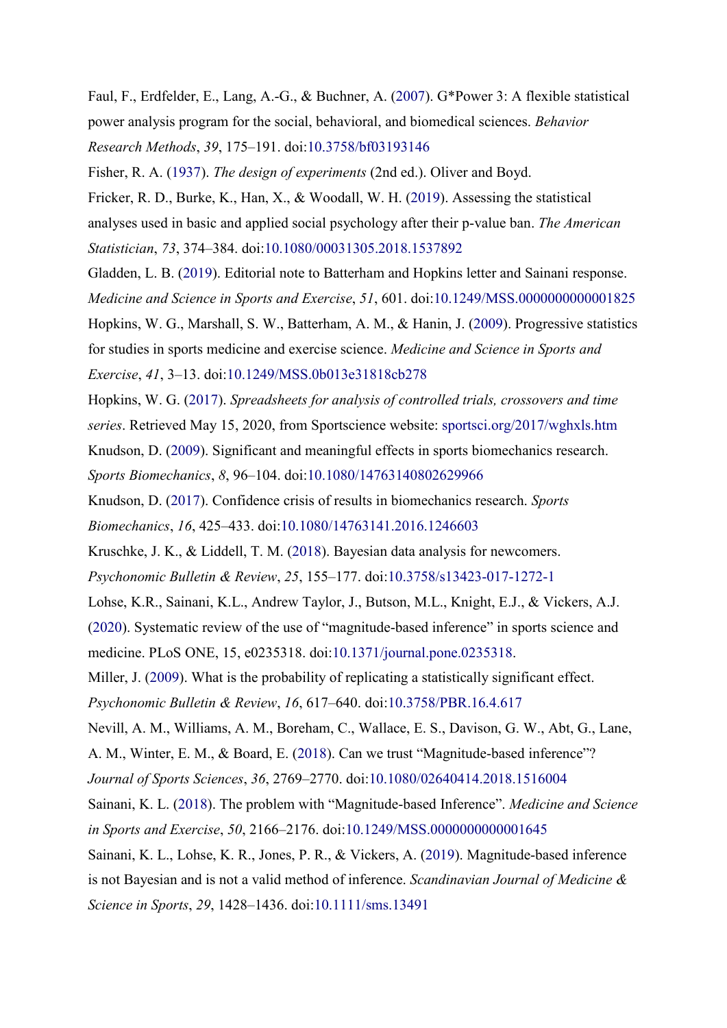Faul, F., Erdfelder, E., Lang, A.-G., & Buchner, A. (2007). G*Power 3: A flexible statistical power analysis program for the social, behavioral, and biomedical sciences. *Behavior Research Methods*, *39*, 175–191. doi:10.3758/bf03193146

Fisher, R. A. (1937). *The design of experiments* (2nd ed.). Oliver and Boyd.

Fricker, R. D., Burke, K., Han, X., & Woodall, W. H. (2019). Assessing the statistical analyses used in basic and applied social psychology after their p-value ban. *The American Statistician*, *73*, 374–384. doi:10.1080/00031305.2018.1537892

Gladden, L. B. (2019). Editorial note to Batterham and Hopkins letter and Sainani response. *Medicine and Science in Sports and Exercise*, *51*, 601. doi:10.1249/MSS.0000000000001825

Hopkins, W. G., Marshall, S. W., Batterham, A. M., & Hanin, J. (2009). Progressive statistics for studies in sports medicine and exercise science. *Medicine and Science in Sports and Exercise*, *41*, 3–13. doi:10.1249/MSS.0b013e31818cb278

Hopkins, W. G. (2017). *Spreadsheets for analysis of controlled trials, crossovers and time series*. Retrieved May 15, 2020, from Sportscience website: sportsci.org/2017/wghxls.htm

Knudson, D. (2009). Significant and meaningful effects in sports biomechanics research. *Sports Biomechanics*, *8*, 96–104. doi:10.1080/14763140802629966

Knudson, D. (2017). Confidence crisis of results in biomechanics research. *Sports Biomechanics*, *16*, 425–433. doi:10.1080/14763141.2016.1246603

Kruschke, J. K., & Liddell, T. M. (2018). Bayesian data analysis for newcomers. *Psychonomic Bulletin & Review*, *25*, 155–177. doi:10.3758/s13423-017-1272-1

Lohse, K.R., Sainani, K.L., Andrew Taylor, J., Butson, M.L., Knight, E.J., & Vickers, A.J. (2020). Systematic review of the use of "magnitude-based inference" in sports science and medicine. PLoS ONE, 15, e0235318. doi:10.1371/journal.pone.0235318.

Miller, J. (2009). What is the probability of replicating a statistically significant effect. *Psychonomic Bulletin & Review*, *16*, 617–640. doi:10.3758/PBR.16.4.617

Nevill, A. M., Williams, A. M., Boreham, C., Wallace, E. S., Davison, G. W., Abt, G., Lane, A. M., Winter, E. M., & Board, E. (2018). Can we trust "Magnitude-based inference"? *Journal of Sports Sciences*, *36*, 2769–2770. doi:10.1080/02640414.2018.1516004

Sainani, K. L. (2018). The problem with "Magnitude-based Inference". *Medicine and Science in Sports and Exercise*, *50*, 2166–2176. doi:10.1249/MSS.0000000000001645

Sainani, K. L., Lohse, K. R., Jones, P. R., & Vickers, A. (2019). Magnitude-based inference is not Bayesian and is not a valid method of inference. *Scandinavian Journal of Medicine & Science in Sports*, *29*, 1428–1436. doi:10.1111/sms.13491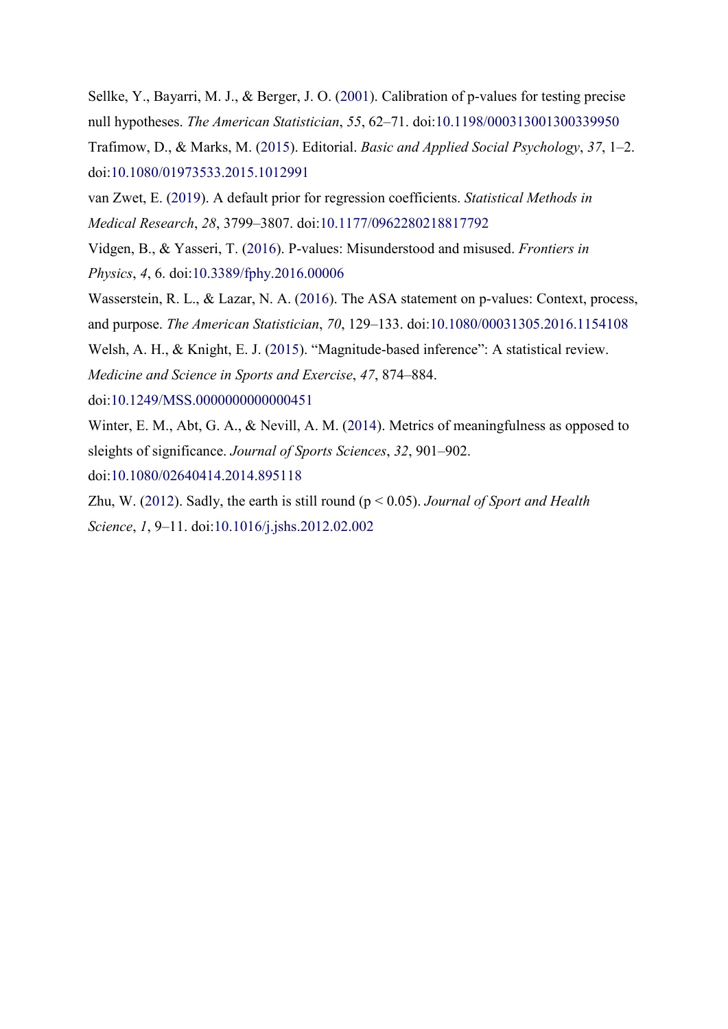Sellke, Y., Bayarri, M. J., & Berger, J. O. (2001). Calibration of p-values for testing precise null hypotheses. *The American Statistician*, *55*, 62–71. doi:10.1198/000313001300339950

Trafimow, D., & Marks, M. (2015). Editorial. *Basic and Applied Social Psychology*, *37*, 1–2. doi:10.1080/01973533.2015.1012991

van Zwet, E. (2019). A default prior for regression coefficients. *Statistical Methods in Medical Research*, *28*, 3799–3807. doi:10.1177/0962280218817792

Vidgen, B., & Yasseri, T. (2016). P-values: Misunderstood and misused. *Frontiers in Physics*, *4*, 6. doi:10.3389/fphy.2016.00006

Wasserstein, R. L., & Lazar, N. A. (2016). The ASA statement on p-values: Context, process, and purpose. *The American Statistician*, *70*, 129–133. doi:10.1080/00031305.2016.1154108

Welsh, A. H., & Knight, E. J. (2015). "Magnitude-based inference": A statistical review. *Medicine and Science in Sports and Exercise*, *47*, 874–884. doi:10.1249/MSS.0000000000000451

Winter, E. M., Abt, G. A., & Nevill, A. M. (2014). Metrics of meaningfulness as opposed to sleights of significance. *Journal of Sports Sciences*, *32*, 901–902. doi:10.1080/02640414.2014.895118

Zhu, W. (2012). Sadly, the earth is still round ($p < 0.05$). *Journal of Sport and Health Science*, *1*, 9–11. doi:10.1016/j.jshs.2012.02.002